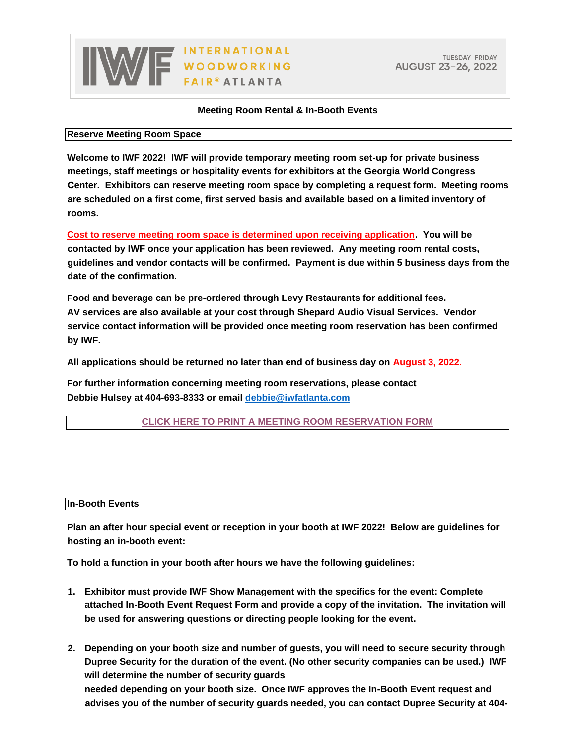# IWF INTERNATIONAL WOODWORKING FAIR® ATLANTA

TUESDAY–FRIDAY
AUGUST 23–26, 2022

## Meeting Room Rental & In-Booth Events

### Reserve Meeting Room Space

**Welcome to IWF 2022! IWF will provide temporary meeting room set-up for private business meetings, staff meetings or hospitality events for exhibitors at the Georgia World Congress Center. Exhibitors can reserve meeting room space by completing a request form. Meeting rooms are scheduled on a first come, first served basis and available based on a limited inventory of rooms.**

**Cost to reserve meeting room space is determined upon receiving application. You will be contacted by IWF once your application has been reviewed. Any meeting room rental costs, guidelines and vendor contacts will be confirmed. Payment is due within 5 business days from the date of the confirmation.**

**Food and beverage can be pre-ordered through Levy Restaurants for additional fees. AV services are also available at your cost through Shepard Audio Visual Services. Vendor service contact information will be provided once meeting room reservation has been confirmed by IWF.**

**All applications should be returned no later than end of business day on August 3, 2022.**

**For further information concerning meeting room reservations, please contact Debbie Hulsey at 404-693-8333 or email debbie@iwfatlanta.com**

**CLICK HERE TO PRINT A MEETING ROOM RESERVATION FORM**

### In-Booth Events

**Plan an after hour special event or reception in your booth at IWF 2022! Below are guidelines for hosting an in-booth event:**

**To hold a function in your booth after hours we have the following guidelines:**

1. **Exhibitor must provide IWF Show Management with the specifics for the event: Complete attached In-Booth Event Request Form and provide a copy of the invitation. The invitation will be used for answering questions or directing people looking for the event.**

2. **Depending on your booth size and number of guests, you will need to secure security through Dupree Security for the duration of the event. (No other security companies can be used.) IWF will determine the number of security guards needed depending on your booth size. Once IWF approves the In-Booth Event request and advises you of the number of security guards needed, you can contact Dupree Security at 404-**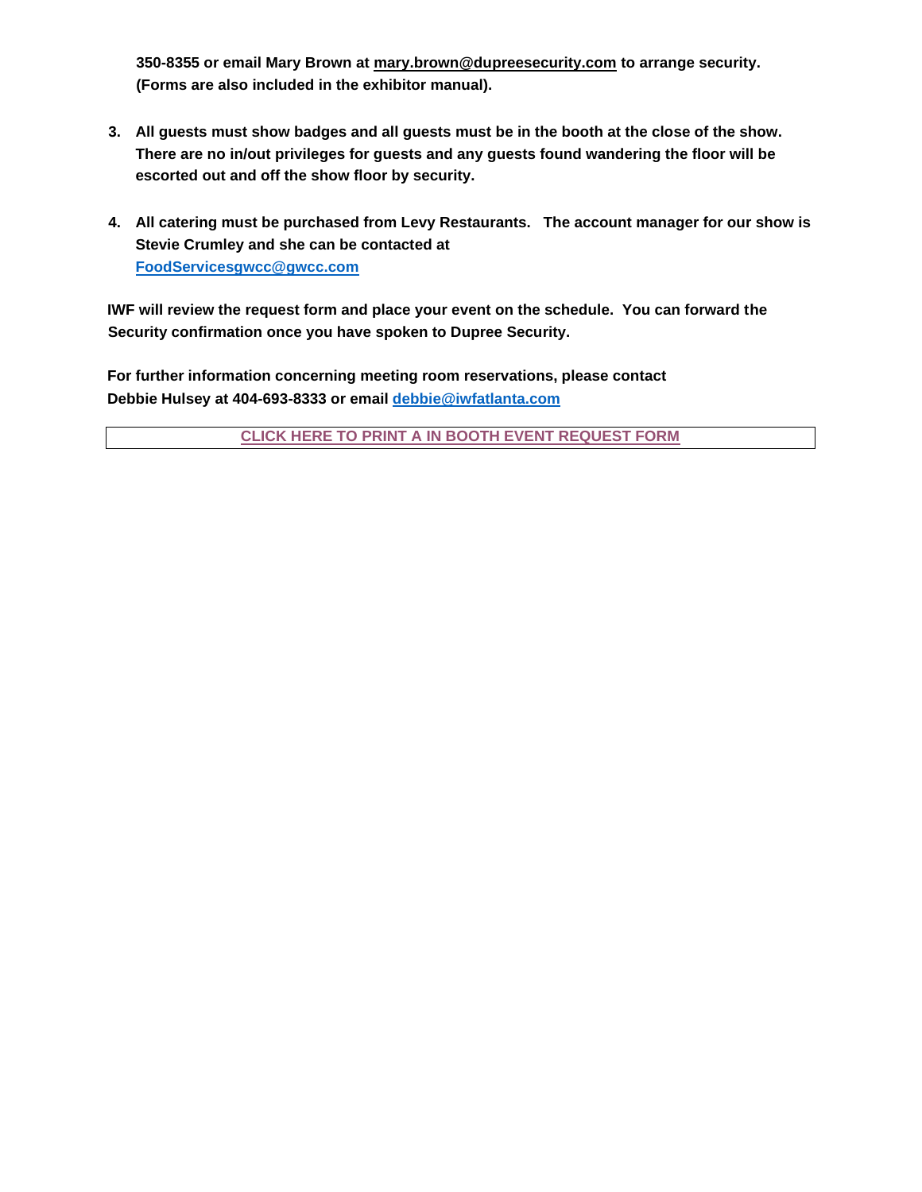**350-8355 or email Mary Brown at mary.brown@dupreesecurity.com to arrange security. (Forms are also included in the exhibitor manual).**

3. **All guests must show badges and all guests must be in the booth at the close of the show. There are no in/out privileges for guests and any guests found wandering the floor will be escorted out and off the show floor by security.**

4. **All catering must be purchased from Levy Restaurants. The account manager for our show is Stevie Crumley and she can be contacted at FoodServicesgwcc@gwcc.com**

**IWF will review the request form and place your event on the schedule. You can forward the Security confirmation once you have spoken to Dupree Security.**

**For further information concerning meeting room reservations, please contact Debbie Hulsey at 404-693-8333 or email debbie@iwfatlanta.com**

**CLICK HERE TO PRINT A IN BOOTH EVENT REQUEST FORM**